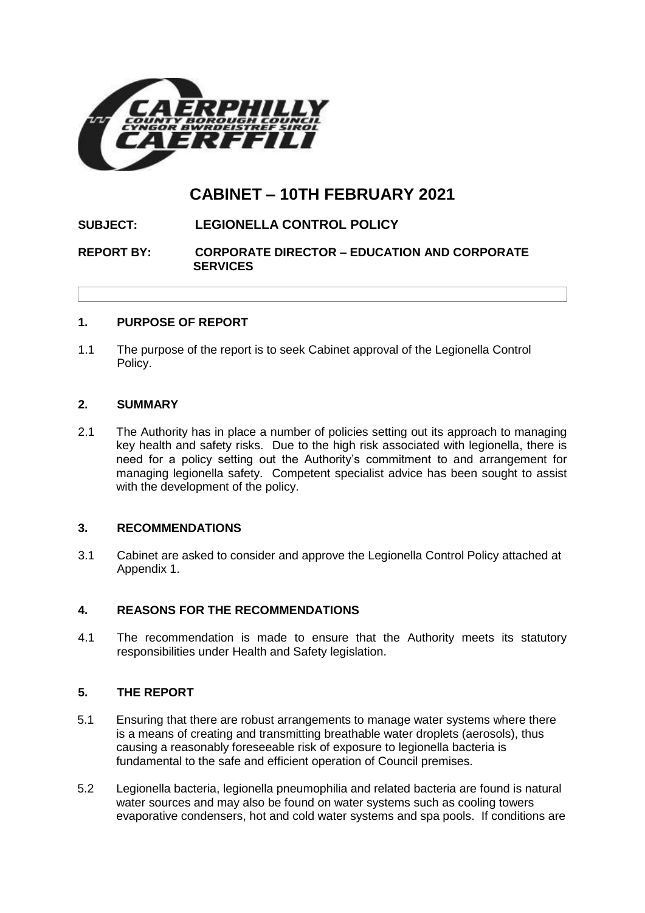# CABINET – 10TH FEBRUARY 2021

**SUBJECT: LEGIONELLA CONTROL POLICY**

**REPORT BY: CORPORATE DIRECTOR – EDUCATION AND CORPORATE SERVICES**

## 1. PURPOSE OF REPORT

1.1 The purpose of the report is to seek Cabinet approval of the Legionella Control Policy.

## 2. SUMMARY

2.1 The Authority has in place a number of policies setting out its approach to managing key health and safety risks. Due to the high risk associated with legionella, there is need for a policy setting out the Authority's commitment to and arrangement for managing legionella safety. Competent specialist advice has been sought to assist with the development of the policy.

## 3. RECOMMENDATIONS

3.1 Cabinet are asked to consider and approve the Legionella Control Policy attached at Appendix 1.

## 4. REASONS FOR THE RECOMMENDATIONS

4.1 The recommendation is made to ensure that the Authority meets its statutory responsibilities under Health and Safety legislation.

## 5. THE REPORT

5.1 Ensuring that there are robust arrangements to manage water systems where there is a means of creating and transmitting breathable water droplets (aerosols), thus causing a reasonably foreseeable risk of exposure to legionella bacteria is fundamental to the safe and efficient operation of Council premises.

5.2 Legionella bacteria, legionella pneumophilia and related bacteria are found is natural water sources and may also be found on water systems such as cooling towers evaporative condensers, hot and cold water systems and spa pools. If conditions are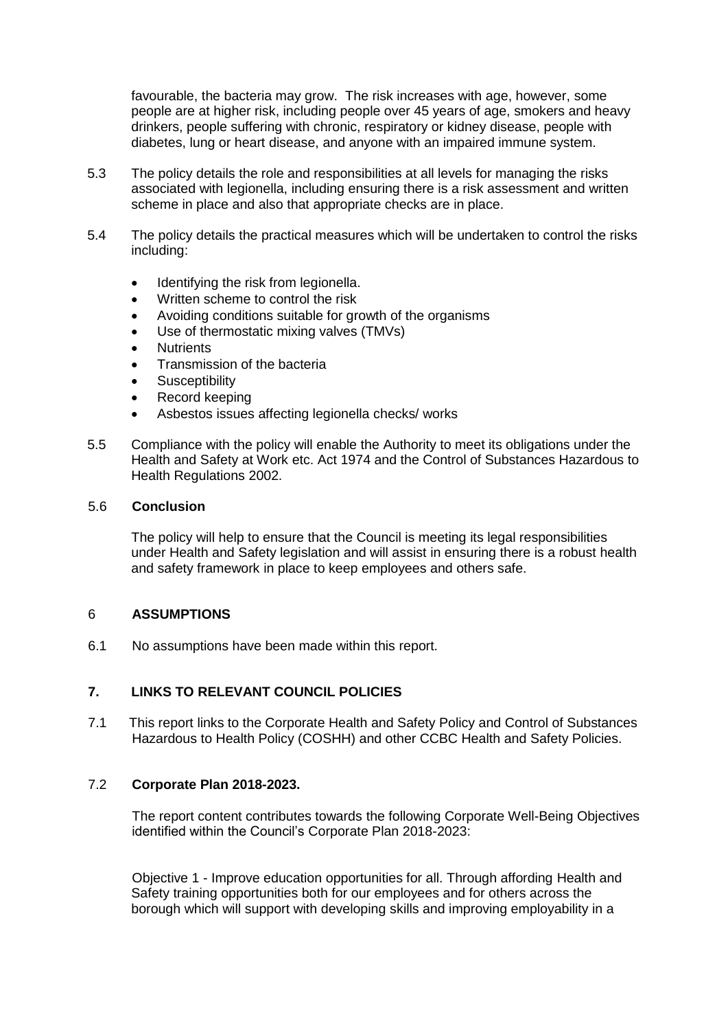favourable, the bacteria may grow. The risk increases with age, however, some people are at higher risk, including people over 45 years of age, smokers and heavy drinkers, people suffering with chronic, respiratory or kidney disease, people with diabetes, lung or heart disease, and anyone with an impaired immune system.

5.3 The policy details the role and responsibilities at all levels for managing the risks associated with legionella, including ensuring there is a risk assessment and written scheme in place and also that appropriate checks are in place.

5.4 The policy details the practical measures which will be undertaken to control the risks including:

- Identifying the risk from legionella.
- Written scheme to control the risk
- Avoiding conditions suitable for growth of the organisms
- Use of thermostatic mixing valves (TMVs)
- Nutrients
- Transmission of the bacteria
- Susceptibility
- Record keeping
- Asbestos issues affecting legionella checks/ works

5.5 Compliance with the policy will enable the Authority to meet its obligations under the Health and Safety at Work etc. Act 1974 and the Control of Substances Hazardous to Health Regulations 2002.

5.6 **Conclusion**

The policy will help to ensure that the Council is meeting its legal responsibilities under Health and Safety legislation and will assist in ensuring there is a robust health and safety framework in place to keep employees and others safe.

## 6 ASSUMPTIONS

6.1 No assumptions have been made within this report.

## 7. LINKS TO RELEVANT COUNCIL POLICIES

7.1 This report links to the Corporate Health and Safety Policy and Control of Substances Hazardous to Health Policy (COSHH) and other CCBC Health and Safety Policies.

7.2 **Corporate Plan 2018-2023.**

The report content contributes towards the following Corporate Well-Being Objectives identified within the Council's Corporate Plan 2018-2023:

Objective 1 - Improve education opportunities for all. Through affording Health and Safety training opportunities both for our employees and for others across the borough which will support with developing skills and improving employability in a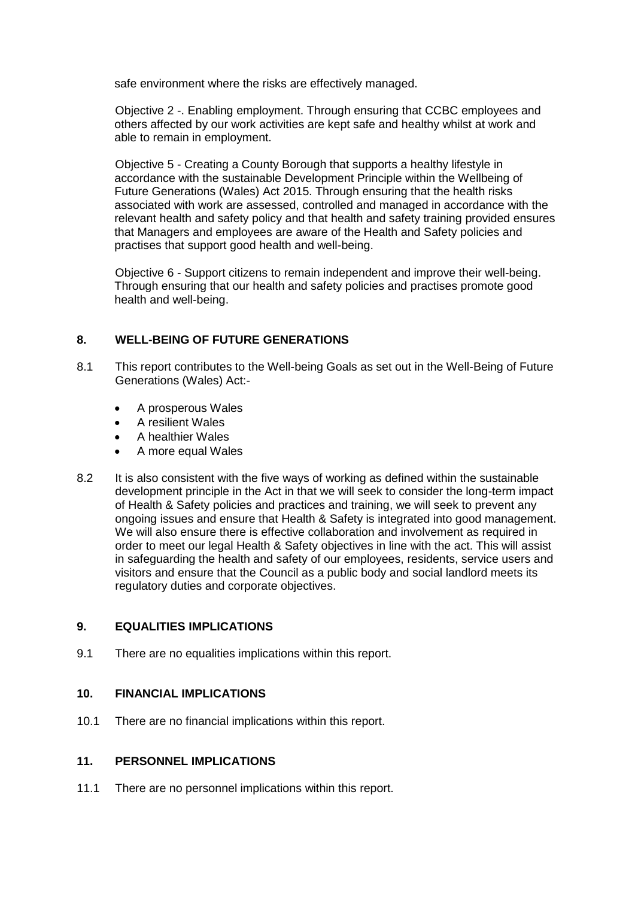safe environment where the risks are effectively managed.

Objective 2 -. Enabling employment. Through ensuring that CCBC employees and others affected by our work activities are kept safe and healthy whilst at work and able to remain in employment.

Objective 5 - Creating a County Borough that supports a healthy lifestyle in accordance with the sustainable Development Principle within the Wellbeing of Future Generations (Wales) Act 2015. Through ensuring that the health risks associated with work are assessed, controlled and managed in accordance with the relevant health and safety policy and that health and safety training provided ensures that Managers and employees are aware of the Health and Safety policies and practises that support good health and well-being.

Objective 6 - Support citizens to remain independent and improve their well-being. Through ensuring that our health and safety policies and practises promote good health and well-being.

## 8. WELL-BEING OF FUTURE GENERATIONS

8.1 This report contributes to the Well-being Goals as set out in the Well-Being of Future Generations (Wales) Act:-

- A prosperous Wales
- A resilient Wales
- A healthier Wales
- A more equal Wales

8.2 It is also consistent with the five ways of working as defined within the sustainable development principle in the Act in that we will seek to consider the long-term impact of Health & Safety policies and practices and training, we will seek to prevent any ongoing issues and ensure that Health & Safety is integrated into good management. We will also ensure there is effective collaboration and involvement as required in order to meet our legal Health & Safety objectives in line with the act. This will assist in safeguarding the health and safety of our employees, residents, service users and visitors and ensure that the Council as a public body and social landlord meets its regulatory duties and corporate objectives.

## 9. EQUALITIES IMPLICATIONS

9.1 There are no equalities implications within this report.

## 10. FINANCIAL IMPLICATIONS

10.1 There are no financial implications within this report.

## 11. PERSONNEL IMPLICATIONS

11.1 There are no personnel implications within this report.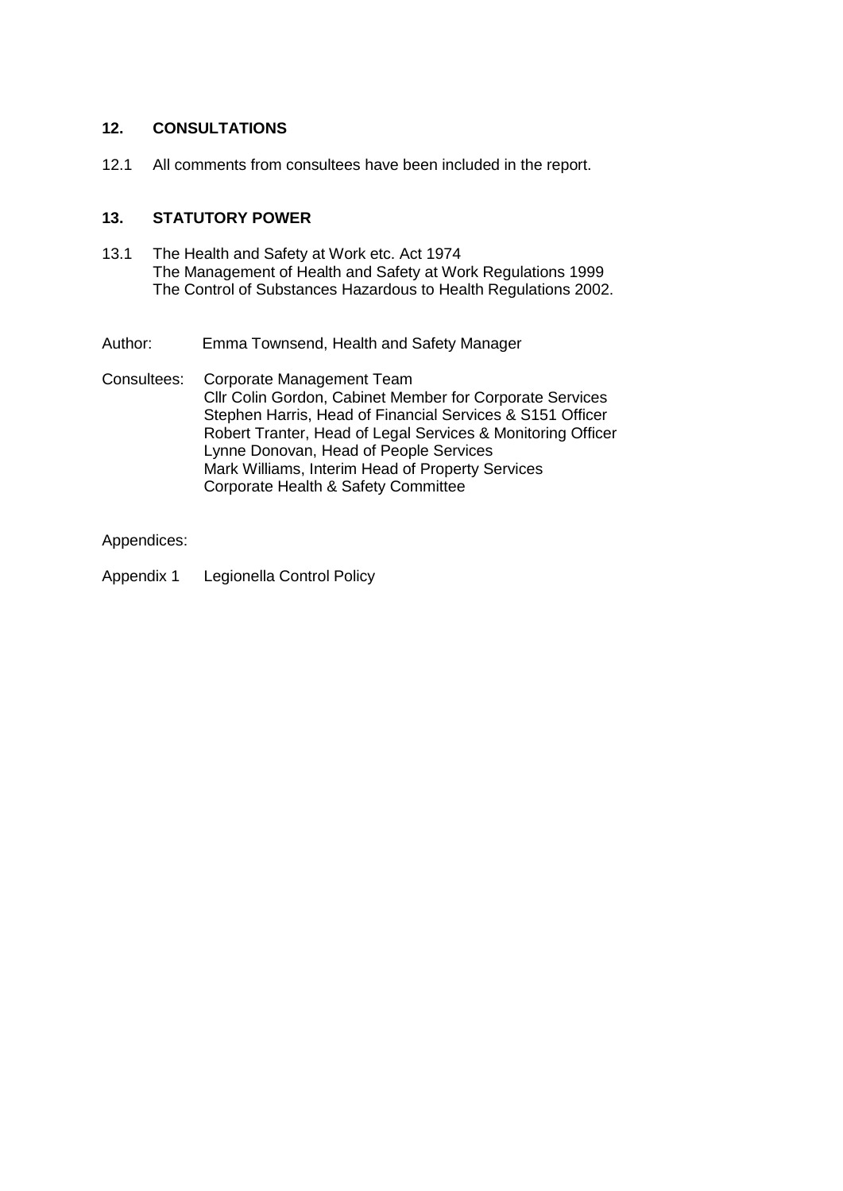## 12. CONSULTATIONS

12.1 All comments from consultees have been included in the report.

## 13. STATUTORY POWER

13.1 The Health and Safety at Work etc. Act 1974
The Management of Health and Safety at Work Regulations 1999
The Control of Substances Hazardous to Health Regulations 2002.

Author: Emma Townsend, Health and Safety Manager

Consultees: Corporate Management Team
Cllr Colin Gordon, Cabinet Member for Corporate Services
Stephen Harris, Head of Financial Services & S151 Officer
Robert Tranter, Head of Legal Services & Monitoring Officer
Lynne Donovan, Head of People Services
Mark Williams, Interim Head of Property Services
Corporate Health & Safety Committee

Appendices:

Appendix 1 Legionella Control Policy